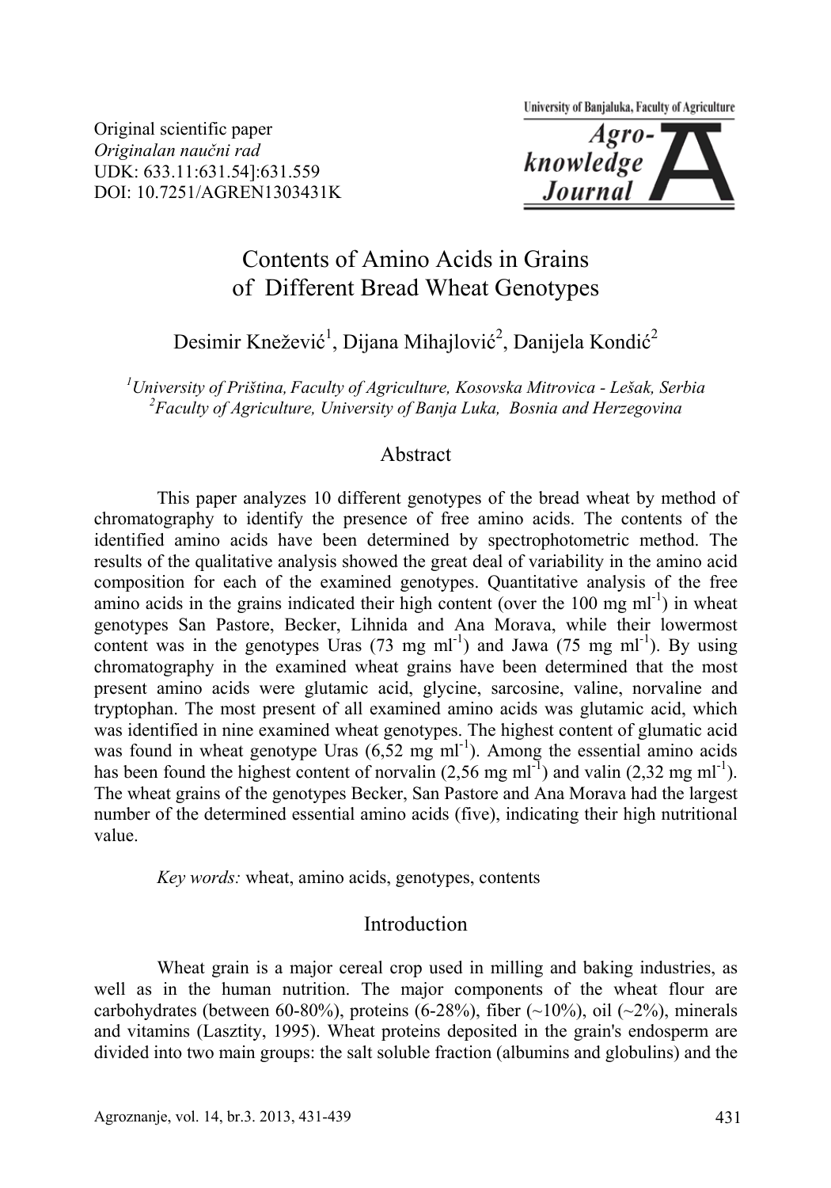Original scientific paper
*Originalan naučni rad*
UDK: 633.11:631.54]:631.559
DOI: 10.7251/AGREN1303431K

University of Banjaluka, Faculty of Agriculture
Agro-knowledge Journal

# Contents of Amino Acids in Grains of Different Bread Wheat Genotypes

Desimir Knežević[1], Dijana Mihajlović[2], Danijela Kondić[2]

[1]*University of Priština, Faculty of Agriculture, Kosovska Mitrovica - Lešak, Serbia*
[2]*Faculty of Agriculture, University of Banja Luka, Bosnia and Herzegovina*

## Abstract

This paper analyzes 10 different genotypes of the bread wheat by method of chromatography to identify the presence of free amino acids. The contents of the identified amino acids have been determined by spectrophotometric method. The results of the qualitative analysis showed the great deal of variability in the amino acid composition for each of the examined genotypes. Quantitative analysis of the free amino acids in the grains indicated their high content (over the 100 mg ml$^{-1}$) in wheat genotypes San Pastore, Becker, Lihnida and Ana Morava, while their lowermost content was in the genotypes Uras (73 mg ml$^{-1}$) and Jawa (75 mg ml$^{-1}$). By using chromatography in the examined wheat grains have been determined that the most present amino acids were glutamic acid, glycine, sarcosine, valine, norvaline and tryptophan. The most present of all examined amino acids was glutamic acid, which was identified in nine examined wheat genotypes. The highest content of glumatic acid was found in wheat genotype Uras (6,52 mg ml$^{-1}$). Among the essential amino acids has been found the highest content of norvalin (2,56 mg ml$^{-1}$) and valin (2,32 mg ml$^{-1}$). The wheat grains of the genotypes Becker, San Pastore and Ana Morava had the largest number of the determined essential amino acids (five), indicating their high nutritional value.

*Key words:* wheat, amino acids, genotypes, contents

## Introduction

Wheat grain is a major cereal crop used in milling and baking industries, as well as in the human nutrition. The major components of the wheat flour are carbohydrates (between 60-80%), proteins (6-28%), fiber (~10%), oil (~2%), minerals and vitamins (Lasztity, 1995). Wheat proteins deposited in the grain's endosperm are divided into two main groups: the salt soluble fraction (albumins and globulins) and the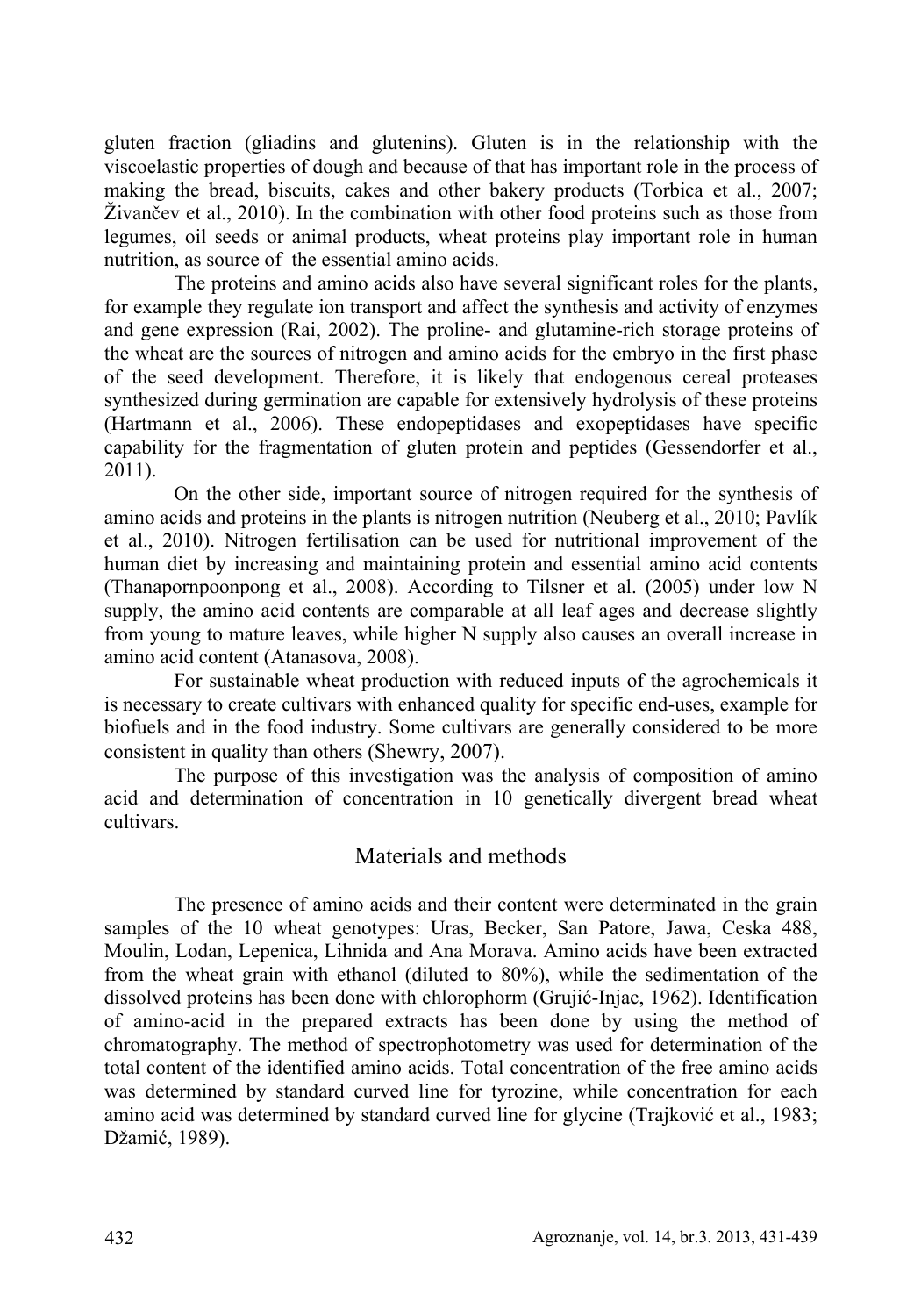gluten fraction (gliadins and glutenins). Gluten is in the relationship with the viscoelastic properties of dough and because of that has important role in the process of making the bread, biscuits, cakes and other bakery products (Torbica et al., 2007; Živančev et al., 2010). In the combination with other food proteins such as those from legumes, oil seeds or animal products, wheat proteins play important role in human nutrition, as source of the essential amino acids.

The proteins and amino acids also have several significant roles for the plants, for example they regulate ion transport and affect the synthesis and activity of enzymes and gene expression (Rai, 2002). The proline- and glutamine-rich storage proteins of the wheat are the sources of nitrogen and amino acids for the embryo in the first phase of the seed development. Therefore, it is likely that endogenous cereal proteases synthesized during germination are capable for extensively hydrolysis of these proteins (Hartmann et al., 2006). These endopeptidases and exopeptidases have specific capability for the fragmentation of gluten protein and peptides (Gessendorfer et al., 2011).

On the other side, important source of nitrogen required for the synthesis of amino acids and proteins in the plants is nitrogen nutrition (Neuberg et al., 2010; Pavlík et al., 2010). Nitrogen fertilisation can be used for nutritional improvement of the human diet by increasing and maintaining protein and essential amino acid contents (Thanapornpoonpong et al., 2008). According to Tilsner et al. (2005) under low N supply, the amino acid contents are comparable at all leaf ages and decrease slightly from young to mature leaves, while higher N supply also causes an overall increase in amino acid content (Atanasova, 2008).

For sustainable wheat production with reduced inputs of the agrochemicals it is necessary to create cultivars with enhanced quality for specific end-uses, example for biofuels and in the food industry. Some cultivars are generally considered to be more consistent in quality than others (Shewry, 2007).

The purpose of this investigation was the analysis of composition of amino acid and determination of concentration in 10 genetically divergent bread wheat cultivars.

## Materials and methods

The presence of amino acids and their content were determinated in the grain samples of the 10 wheat genotypes: Uras, Becker, San Patore, Jawa, Ceska 488, Moulin, Lodan, Lepenica, Lihnida and Ana Morava. Amino acids have been extracted from the wheat grain with ethanol (diluted to 80%), while the sedimentation of the dissolved proteins has been done with chlorophorm (Grujić-Injac, 1962). Identification of amino-acid in the prepared extracts has been done by using the method of chromatography. The method of spectrophotometry was used for determination of the total content of the identified amino acids. Total concentration of the free amino acids was determined by standard curved line for tyrozine, while concentration for each amino acid was determined by standard curved line for glycine (Trajković et al., 1983; Džamić, 1989).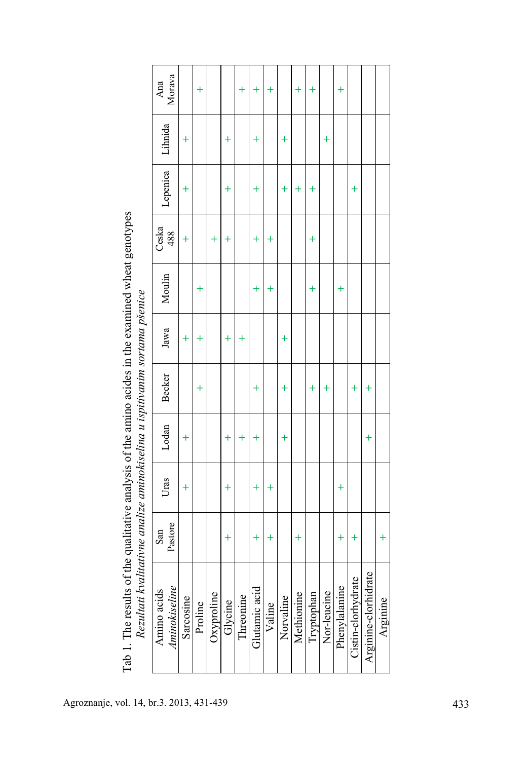Tab 1. The results of the qualitative analysis of the amino acides in the examined wheat genotypes
*Rezultati kvalitativne analize aminokiselina u ispitivanim sortama pšenice*

| Amino acids *Aminokiseline* | San Pastore | Uras | Lodan | Becker | Jawa | Moulin | Ceska 488 | Lepenica | Lihnida | Ana Morava |
|---|---|---|---|---|---|---|---|---|---|---|
| Sarcosine | | + | + | | + | | + | + | + | |
| Proline | | | | + | + | + | | | | + |
| Oxyproline | | | | | | | + | | | |
| Glycine | + | + | + | | + | | + | + | + | |
| Threonine | | | + | | + | | | | | + |
| Glutamic acid | + | + | + | + | | + | + | + | + | + |
| Valine | + | + | | | | + | + | | | + |
| Norvaline | | | + | + | + | | | + | + | |
| Methionine | + | | | | | | | + | | + |
| Tryptophan | | | | + | | + | + | + | | + |
| Nor-leucine | | | | + | | | | | + | |
| Phenylalanine | + | + | | | | + | | | | + |
| Cistin-clorhydrate | + | | | + | | | | + | | |
| Arginine-clorhidrate | | | + | + | | | | | | |
| Arginine | + | | | | | | | | | |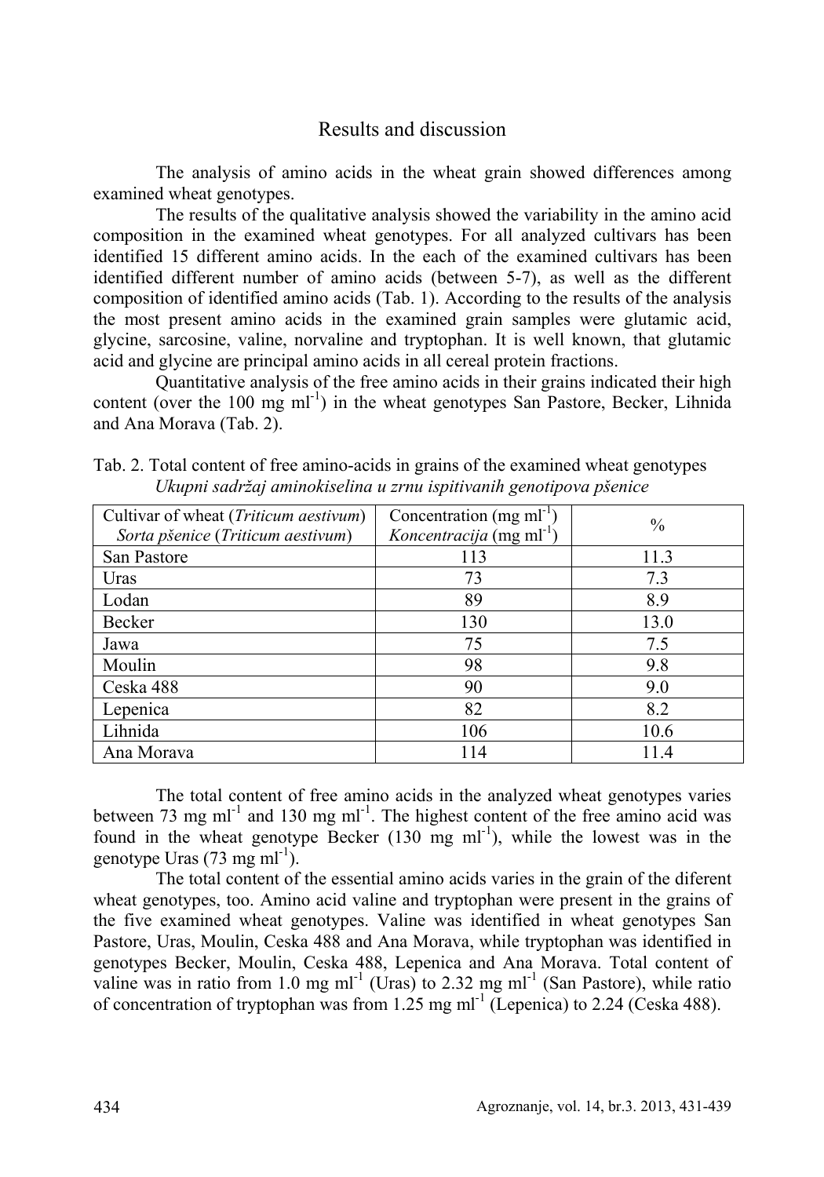## Results and discussion

The analysis of amino acids in the wheat grain showed differences among examined wheat genotypes.

The results of the qualitative analysis showed the variability in the amino acid composition in the examined wheat genotypes. For all analyzed cultivars has been identified 15 different amino acids. In the each of the examined cultivars has been identified different number of amino acids (between 5-7), as well as the different composition of identified amino acids (Tab. 1). According to the results of the analysis the most present amino acids in the examined grain samples were glutamic acid, glycine, sarcosine, valine, norvaline and tryptophan. It is well known, that glutamic acid and glycine are principal amino acids in all cereal protein fractions.

Quantitative analysis of the free amino acids in their grains indicated their high content (over the 100 mg ml$^{-1}$) in the wheat genotypes San Pastore, Becker, Lihnida and Ana Morava (Tab. 2).

Tab. 2. Total content of free amino-acids in grains of the examined wheat genotypes
*Ukupni sadržaj aminokiselina u zrnu ispitivanih genotipova pšenice*

| Cultivar of wheat (*Triticum aestivum*) *Sorta pšenice* (*Triticum aestivum*) | Concentration (mg ml$^{-1}$) *Koncentracija* (mg ml$^{-1}$) | % |
|---|---|---|
| San Pastore | 113 | 11.3 |
| Uras | 73 | 7.3 |
| Lodan | 89 | 8.9 |
| Becker | 130 | 13.0 |
| Jawa | 75 | 7.5 |
| Moulin | 98 | 9.8 |
| Ceska 488 | 90 | 9.0 |
| Lepenica | 82 | 8.2 |
| Lihnida | 106 | 10.6 |
| Ana Morava | 114 | 11.4 |

The total content of free amino acids in the analyzed wheat genotypes varies between 73 mg ml$^{-1}$ and 130 mg ml$^{-1}$. The highest content of the free amino acid was found in the wheat genotype Becker (130 mg ml$^{-1}$), while the lowest was in the genotype Uras (73 mg ml$^{-1}$).

The total content of the essential amino acids varies in the grain of the diferent wheat genotypes, too. Amino acid valine and tryptophan were present in the grains of the five examined wheat genotypes. Valine was identified in wheat genotypes San Pastore, Uras, Moulin, Ceska 488 and Ana Morava, while tryptophan was identified in genotypes Becker, Moulin, Ceska 488, Lepenica and Ana Morava. Total content of valine was in ratio from 1.0 mg ml$^{-1}$ (Uras) to 2.32 mg ml$^{-1}$ (San Pastore), while ratio of concentration of tryptophan was from 1.25 mg ml$^{-1}$ (Lepenica) to 2.24 (Ceska 488).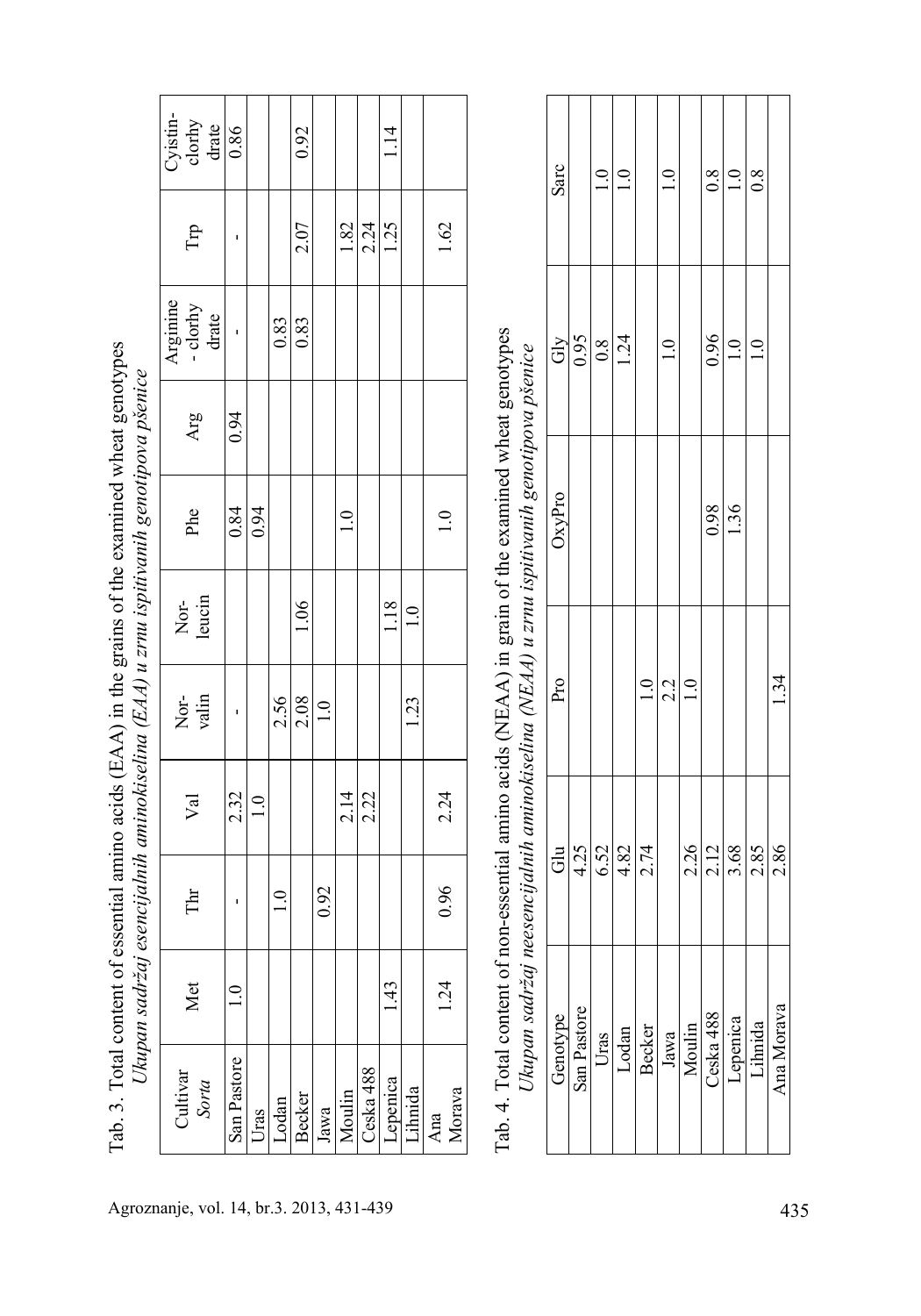Tab. 3. Total content of essential amino acids (EAA) in the grains of the examined wheat genotypes
*Ukupan sadržaj esencijalnih aminokiselina (EAA) u zrnu ispitivanih genotipova pšenice*

| Cultivar *Sorta* | Met | Thr | Val | Nor-valin | Nor-leucin | Phe | Arg | Arginine - clorhy drate | Trp | Cyistin-clorhy drate |
|---|---|---|---|---|---|---|---|---|---|---|
| San Pastore | 1.0 | - | 2.32 | - | | 0.84 | 0.94 | - | - | 0.86 |
| Uras | | | 1.0 | | | 0.94 | | | | |
| Lodan | | 1.0 | | 2.56 | | | | 0.83 | | |
| Becker | | | | 2.08 | 1.06 | | | 0.83 | 2.07 | 0.92 |
| Jawa | | 0.92 | | 1.0 | | | | | | |
| Moulin | | | 2.14 | | | 1.0 | | | 1.82 | |
| Ceska 488 | | | 2.22 | | | | | | 2.24 | |
| Lepenica | 1.43 | | | | 1.18 | | | | 1.25 | 1.14 |
| Lihnida | | | | 1.23 | 1.0 | | | | | |
| Ana Morava | 1.24 | 0.96 | 2.24 | | | 1.0 | | | 1.62 | |

Tab. 4. Total content of non-essential amino acids (NEAA) in grain of the examined wheat genotypes
*Ukupan sadržaj neesencijalnih aminokiselina (NEAA) u zrnu ispitivanih genotipova pšenice*

| Genotype | Glu | Pro | OxyPro | Gly | Sarc |
|---|---|---|---|---|---|
| San Pastore | 4.25 | | | 0.95 | |
| Uras | 6.52 | | | 0.8 | 1.0 |
| Lodan | 4.82 | | | 1.24 | 1.0 |
| Becker | 2.74 | 1.0 | | | |
| Jawa | | 2.2 | | 1.0 | 1.0 |
| Moulin | 2.26 | 1.0 | | | |
| Ceska 488 | 2.12 | | 0.98 | 0.96 | 0.8 |
| Lepenica | 3.68 | | 1.36 | 1.0 | 1.0 |
| Lihnida | 2.85 | | | 1.0 | 0.8 |
| Ana Morava | 2.86 | 1.34 | | | |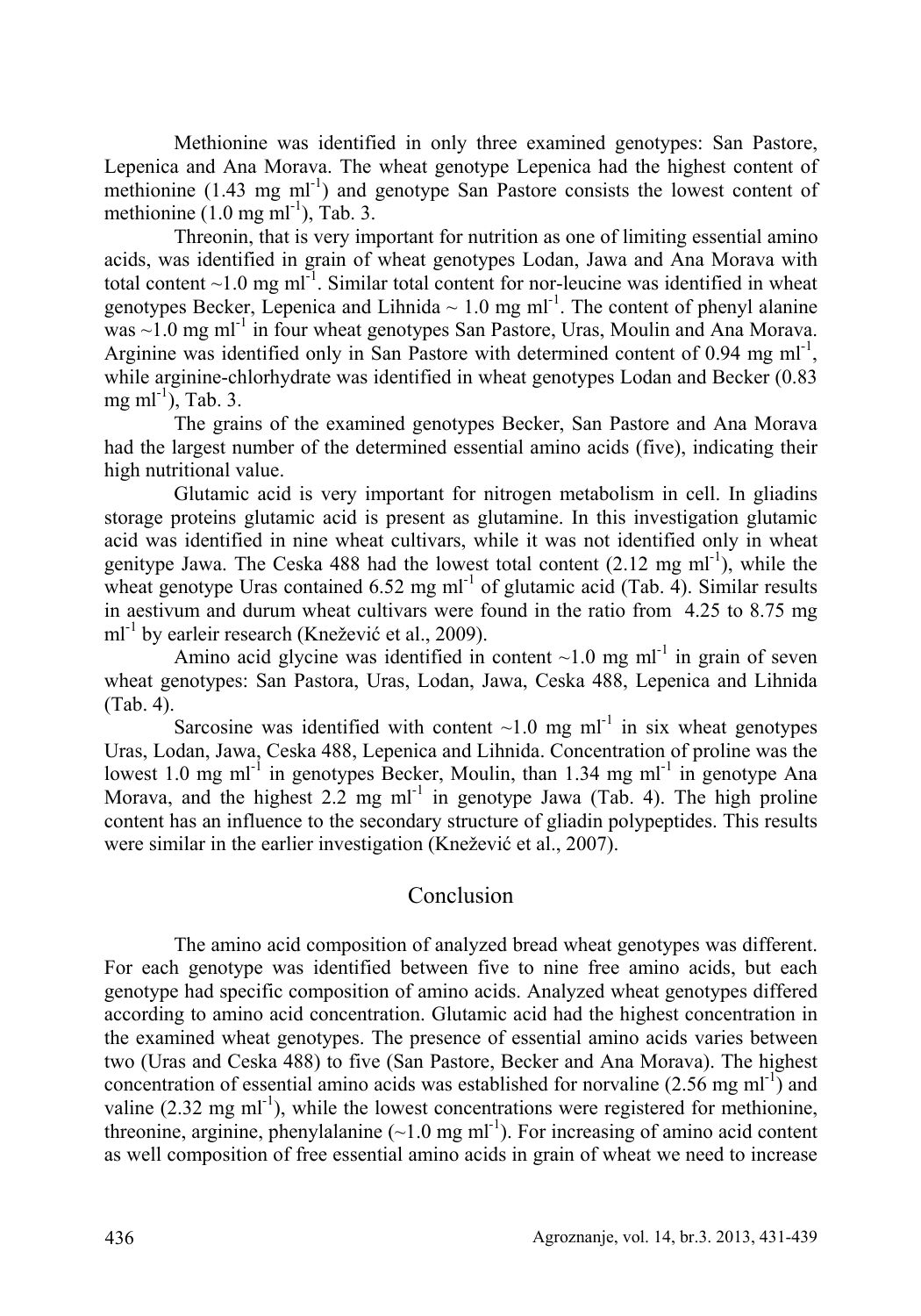Methionine was identified in only three examined genotypes: San Pastore, Lepenica and Ana Morava. The wheat genotype Lepenica had the highest content of methionine (1.43 mg ml$^{-1}$) and genotype San Pastore consists the lowest content of methionine (1.0 mg ml$^{-1}$), Tab. 3.

Threonin, that is very important for nutrition as one of limiting essential amino acids, was identified in grain of wheat genotypes Lodan, Jawa and Ana Morava with total content ~1.0 mg ml$^{-1}$. Similar total content for nor-leucine was identified in wheat genotypes Becker, Lepenica and Lihnida ~ 1.0 mg ml$^{-1}$. The content of phenyl alanine was ~1.0 mg ml$^{-1}$ in four wheat genotypes San Pastore, Uras, Moulin and Ana Morava. Arginine was identified only in San Pastore with determined content of 0.94 mg ml$^{-1}$, while arginine-chlorhydrate was identified in wheat genotypes Lodan and Becker (0.83 mg ml$^{-1}$), Tab. 3.

The grains of the examined genotypes Becker, San Pastore and Ana Morava had the largest number of the determined essential amino acids (five), indicating their high nutritional value.

Glutamic acid is very important for nitrogen metabolism in cell. In gliadins storage proteins glutamic acid is present as glutamine. In this investigation glutamic acid was identified in nine wheat cultivars, while it was not identified only in wheat genitype Jawa. The Ceska 488 had the lowest total content (2.12 mg ml$^{-1}$), while the wheat genotype Uras contained 6.52 mg ml$^{-1}$ of glutamic acid (Tab. 4). Similar results in aestivum and durum wheat cultivars were found in the ratio from 4.25 to 8.75 mg ml$^{-1}$ by earleir research (Knežević et al., 2009).

Amino acid glycine was identified in content ~1.0 mg ml$^{-1}$ in grain of seven wheat genotypes: San Pastora, Uras, Lodan, Jawa, Ceska 488, Lepenica and Lihnida (Tab. 4).

Sarcosine was identified with content ~1.0 mg ml$^{-1}$ in six wheat genotypes Uras, Lodan, Jawa, Ceska 488, Lepenica and Lihnida. Concentration of proline was the lowest 1.0 mg ml$^{-1}$ in genotypes Becker, Moulin, than 1.34 mg ml$^{-1}$ in genotype Ana Morava, and the highest 2.2 mg ml$^{-1}$ in genotype Jawa (Tab. 4). The high proline content has an influence to the secondary structure of gliadin polypeptides. This results were similar in the earlier investigation (Knežević et al., 2007).

## Conclusion

The amino acid composition of analyzed bread wheat genotypes was different. For each genotype was identified between five to nine free amino acids, but each genotype had specific composition of amino acids. Analyzed wheat genotypes differed according to amino acid concentration. Glutamic acid had the highest concentration in the examined wheat genotypes. The presence of essential amino acids varies between two (Uras and Ceska 488) to five (San Pastore, Becker and Ana Morava). The highest concentration of essential amino acids was established for norvaline (2.56 mg ml$^{-1}$) and valine (2.32 mg ml$^{-1}$), while the lowest concentrations were registered for methionine, threonine, arginine, phenylalanine (~1.0 mg ml$^{-1}$). For increasing of amino acid content as well composition of free essential amino acids in grain of wheat we need to increase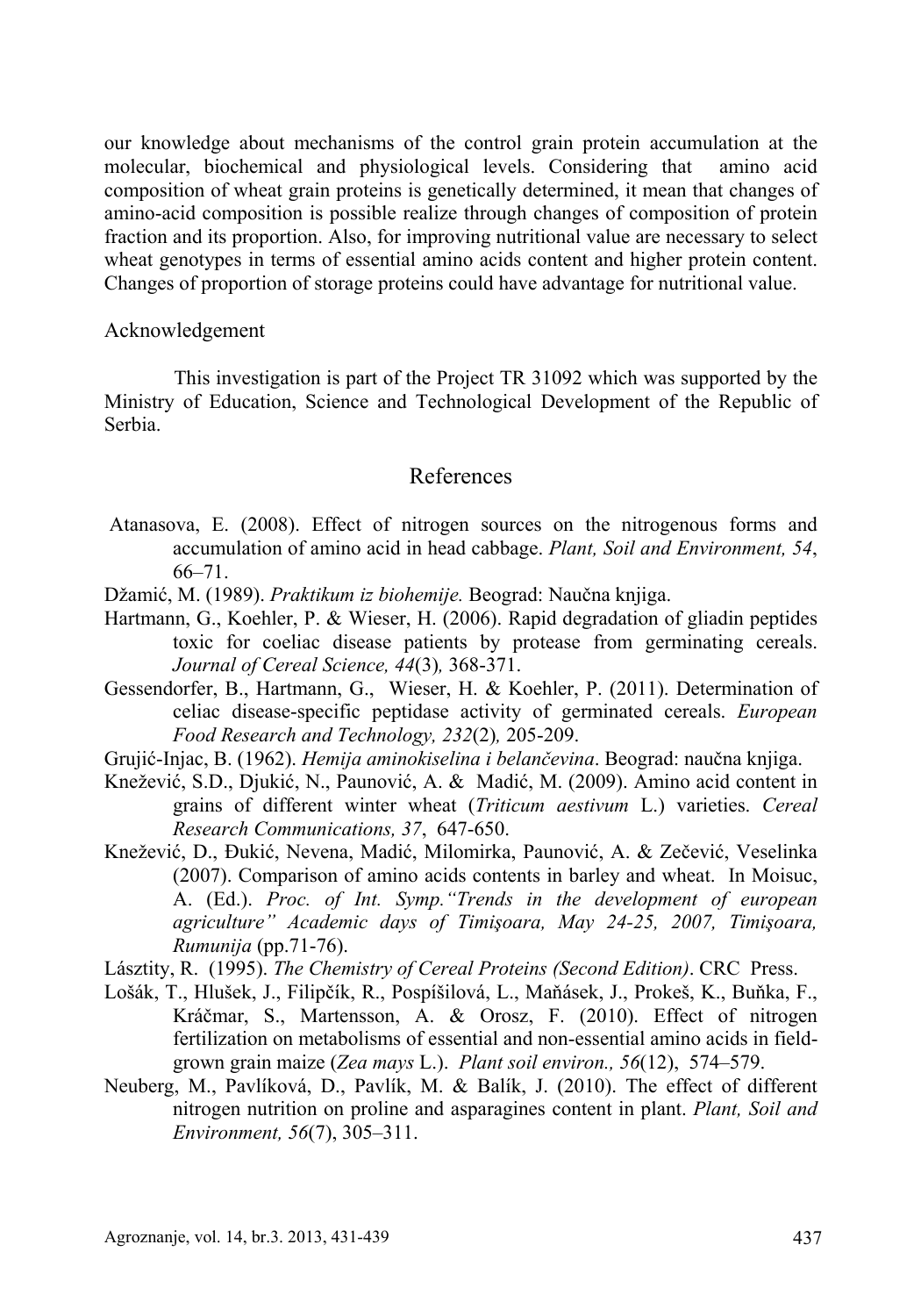our knowledge about mechanisms of the control grain protein accumulation at the molecular, biochemical and physiological levels. Considering that amino acid composition of wheat grain proteins is genetically determined, it mean that changes of amino-acid composition is possible realize through changes of composition of protein fraction and its proportion. Also, for improving nutritional value are necessary to select wheat genotypes in terms of essential amino acids content and higher protein content. Changes of proportion of storage proteins could have advantage for nutritional value.

Acknowledgement

This investigation is part of the Project TR 31092 which was supported by the Ministry of Education, Science and Technological Development of the Republic of Serbia.

## References

Atanasova, E. (2008). Effect of nitrogen sources on the nitrogenous forms and accumulation of amino acid in head cabbage. *Plant, Soil and Environment, 54*, 66–71.

Džamić, M. (1989). *Praktikum iz biohemije.* Beograd: Naučna knjiga.

Hartmann, G., Koehler, P. & Wieser, H. (2006). Rapid degradation of gliadin peptides toxic for coeliac disease patients by protease from germinating cereals. *Journal of Cereal Science, 44*(3)*,* 368-371.

Gessendorfer, B., Hartmann, G., Wieser, H. & Koehler, P. (2011). Determination of celiac disease-specific peptidase activity of germinated cereals. *European Food Research and Technology, 232*(2)*,* 205-209.

Grujić-Injac, B. (1962). *Hemija aminokiselina i belančevina*. Beograd: naučna knjiga.

Knežević, S.D., Djukić, N., Paunović, A. & Madić, M. (2009). Amino acid content in grains of different winter wheat (*Triticum aestivum* L.) varieties. *Cereal Research Communications, 37*, 647-650.

Knežević, D., Đukić, Nevena, Madić, Milomirka, Paunović, A. & Zečević, Veselinka (2007). Comparison of amino acids contents in barley and wheat. In Moisuc, A. (Ed.). *Proc. of Int. Symp."Trends in the development of european agriculture" Academic days of Timişoara, May 24-25, 2007, Timişoara, Rumunija* (pp.71-76).

Lásztity, R. (1995). *The Chemistry of Cereal Proteins (Second Edition)*. CRC Press.

Lošák, T., Hlušek, J., Filipčík, R., Pospíšilová, L., Maňásek, J., Prokeš, K., Buňka, F., Kráčmar, S., Martensson, A. & Orosz, F. (2010). Effect of nitrogen fertilization on metabolisms of essential and non-essential amino acids in field-grown grain maize (*Zea mays* L.). *Plant soil environ., 56*(12), 574–579.

Neuberg, M., Pavlíková, D., Pavlík, M. & Balík, J. (2010). The effect of different nitrogen nutrition on proline and asparagines content in plant. *Plant, Soil and Environment, 56*(7), 305–311.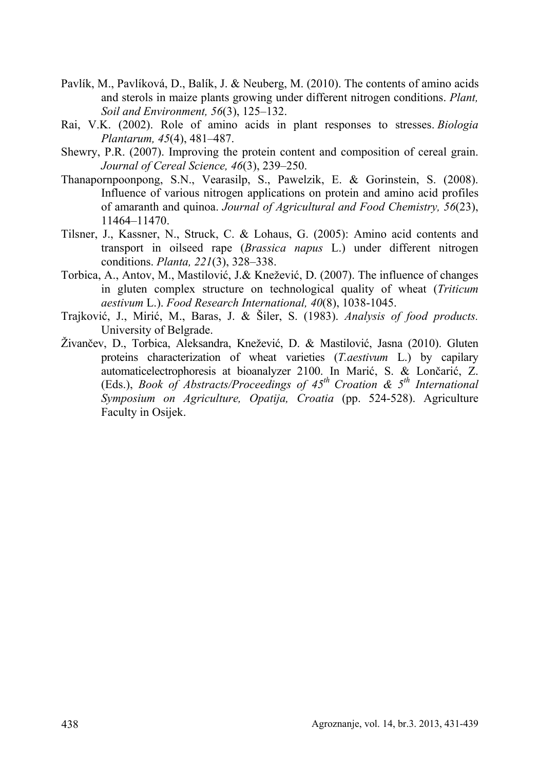Pavlík, M., Pavlíková, D., Balík, J. & Neuberg, M. (2010). The contents of amino acids and sterols in maize plants growing under different nitrogen conditions. *Plant, Soil and Environment, 56*(3), 125–132.

Rai, V.K. (2002). Role of amino acids in plant responses to stresses. *Biologia Plantarum, 45*(4), 481–487.

Shewry, P.R. (2007). Improving the protein content and composition of cereal grain. *Journal of Cereal Science, 46*(3), 239–250.

Thanapornpoonpong, S.N., Vearasilp, S., Pawelzik, E. & Gorinstein, S. (2008). Influence of various nitrogen applications on protein and amino acid profiles of amaranth and quinoa. *Journal of Agricultural and Food Chemistry, 56*(23), 11464–11470.

Tilsner, J., Kassner, N., Struck, C. & Lohaus, G. (2005): Amino acid contents and transport in oilseed rape (*Brassica napus* L.) under different nitrogen conditions. *Planta, 221*(3), 328–338.

Torbica, A., Antov, M., Mastilović, J.& Knežević, D. (2007). The influence of changes in gluten complex structure on technological quality of wheat (*Triticum aestivum* L.). *Food Research International, 40*(8), 1038-1045.

Trajković, J., Mirić, M., Baras, J. & Šiler, S. (1983). *Analysis of food products.* University of Belgrade.

Živančev, D., Torbica, Aleksandra, Knežević, D. & Mastilović, Jasna (2010). Gluten proteins characterization of wheat varieties (*T.aestivum* L.) by capilary automaticelectrophoresis at bioanalyzer 2100. In Marić, S. & Lončarić, Z. (Eds.), *Book of Abstracts/Proceedings of 45th Croation & 5th International Symposium on Agriculture, Opatija, Croatia* (pp. 524-528). Agriculture Faculty in Osijek.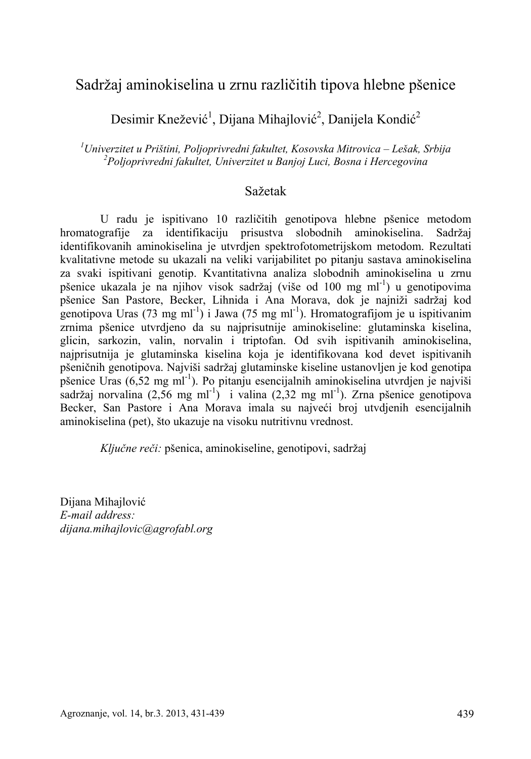# Sadržaj aminokiselina u zrnu različitih tipova hlebne pšenice

Desimir Knežević[1], Dijana Mihajlović[2], Danijela Kondić[2]

*[1]Univerzitet u Prištini, Poljoprivredni fakultet, Kosovska Mitrovica – Lešak, Srbija*
*[2]Poljoprivredni fakultet, Univerzitet u Banjoj Luci, Bosna i Hercegovina*

## Sažetak

U radu je ispitivano 10 različitih genotipova hlebne pšenice metodom hromatografije za identifikaciju prisustva slobodnih aminokiselina. Sadržaj identifikovanih aminokiselina je utvrdjen spektrofotometrijskom metodom. Rezultati kvalitativne metode su ukazali na veliki varijabilitet po pitanju sastava aminokiselina za svaki ispitivani genotip. Kvantitativna analiza slobodnih aminokiselina u zrnu pšenice ukazala je na njihov visok sadržaj (više od 100 mg $ml^{-1}$) u genotipovima pšenice San Pastore, Becker, Lihnida i Ana Morava, dok je najniži sadržaj kod genotipova Uras (73 mg $ml^{-1}$) i Jawa (75 mg $ml^{-1}$). Hromatografijom je u ispitivanim zrnima pšenice utvrdjeno da su najprisutnije aminokiseline: glutaminska kiselina, glicin, sarkozin, valin, norvalin i triptofan. Od svih ispitivanih aminokiselina, najprisutnija je glutaminska kiselina koja je identifikovana kod devet ispitivanih pšeničnih genotipova. Najviši sadržaj glutaminske kiseline ustanovljen je kod genotipa pšenice Uras (6,52 mg $ml^{-1}$). Po pitanju esencijalnih aminokiselina utvrdjen je najviši sadržaj norvalina (2,56 mg $ml^{-1}$) i valina (2,32 mg $ml^{-1}$). Zrna pšenice genotipova Becker, San Pastore i Ana Morava imala su najveći broj utvdjenih esencijalnih aminokiselina (pet), što ukazuje na visoku nutritivnu vrednost.

*Ključne reči:* pšenica, aminokiseline, genotipovi, sadržaj

Dijana Mihajlović
*E-mail address:*
*dijana.mihajlovic@agrofabl.org*